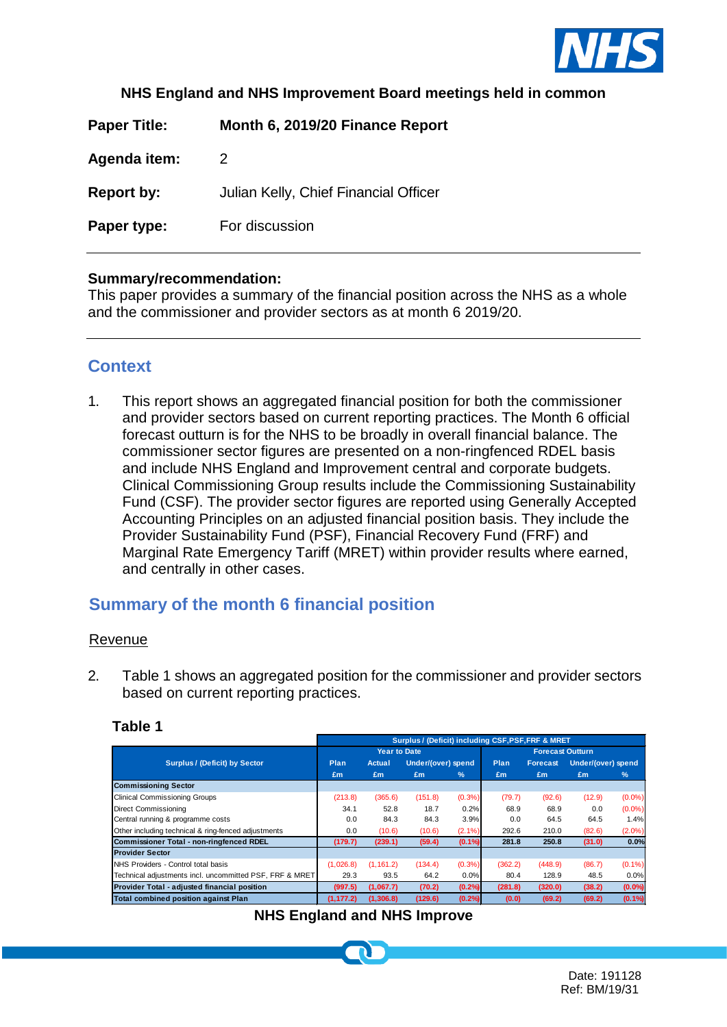**NHS England and NHS Improvement Board meetings held in common**

| | |
|---|---|
| **Paper Title:** | **Month 6, 2019/20 Finance Report** |
| **Agenda item:** | 2 |
| **Report by:** | Julian Kelly, Chief Financial Officer |
| **Paper type:** | For discussion |

**Summary/recommendation:**

This paper provides a summary of the financial position across the NHS as a whole and the commissioner and provider sectors as at month 6 2019/20.

## Context

1. This report shows an aggregated financial position for both the commissioner and provider sectors based on current reporting practices. The Month 6 official forecast outturn is for the NHS to be broadly in overall financial balance. The commissioner sector figures are presented on a non-ringfenced RDEL basis and include NHS England and Improvement central and corporate budgets. Clinical Commissioning Group results include the Commissioning Sustainability Fund (CSF). The provider sector figures are reported using Generally Accepted Accounting Principles on an adjusted financial position basis. They include the Provider Sustainability Fund (PSF), Financial Recovery Fund (FRF) and Marginal Rate Emergency Tariff (MRET) within provider results where earned, and centrally in other cases.

## Summary of the month 6 financial position

### Revenue

2. Table 1 shows an aggregated position for the commissioner and provider sectors based on current reporting practices.

**Table 1**

| Surplus / (Deficit) by Sector | Surplus / (Deficit) including CSF,PSF,FRF & MRET | | | | | | | |
|---|---|---|---|---|---|---|---|---|
| | Year to Date | | | | Forecast Outturn | | | |
| | Plan | Actual | Under/(over) spend | | Plan | Forecast | Under/(over) spend | |
| | £m | £m | £m | % | £m | £m | £m | % |
| **Commissioning Sector** | | | | | | | | |
| Clinical Commissioning Groups | (213.8) | (365.6) | (151.8) | (0.3%) | (79.7) | (92.6) | (12.9) | (0.0%) |
| Direct Commissioning | 34.1 | 52.8 | 18.7 | 0.2% | 68.9 | 68.9 | 0.0 | (0.0%) |
| Central running & programme costs | 0.0 | 84.3 | 84.3 | 3.9% | 0.0 | 64.5 | 64.5 | 1.4% |
| Other including technical & ring-fenced adjustments | 0.0 | (10.6) | (10.6) | (2.1%) | 292.6 | 210.0 | (82.6) | (2.0%) |
| **Commissioner Total - non-ringfenced RDEL** | **(179.7)** | **(239.1)** | **(59.4)** | **(0.1%)** | **281.8** | **250.8** | **(31.0)** | **0.0%** |
| **Provider Sector** | | | | | | | | |
| NHS Providers - Control total basis | (1,026.8) | (1,161.2) | (134.4) | (0.3%) | (362.2) | (448.9) | (86.7) | (0.1%) |
| Technical adjustments incl. uncommitted PSF, FRF & MRET | 29.3 | 93.5 | 64.2 | 0.0% | 80.4 | 128.9 | 48.5 | 0.0% |
| **Provider Total - adjusted financial position** | **(997.5)** | **(1,067.7)** | **(70.2)** | **(0.2%)** | **(281.8)** | **(320.0)** | **(38.2)** | **(0.0%)** |
| **Total combined position against Plan** | **(1,177.2)** | **(1,306.8)** | **(129.6)** | **(0.2%)** | **(0.0)** | **(69.2)** | **(69.2)** | **(0.1%)** |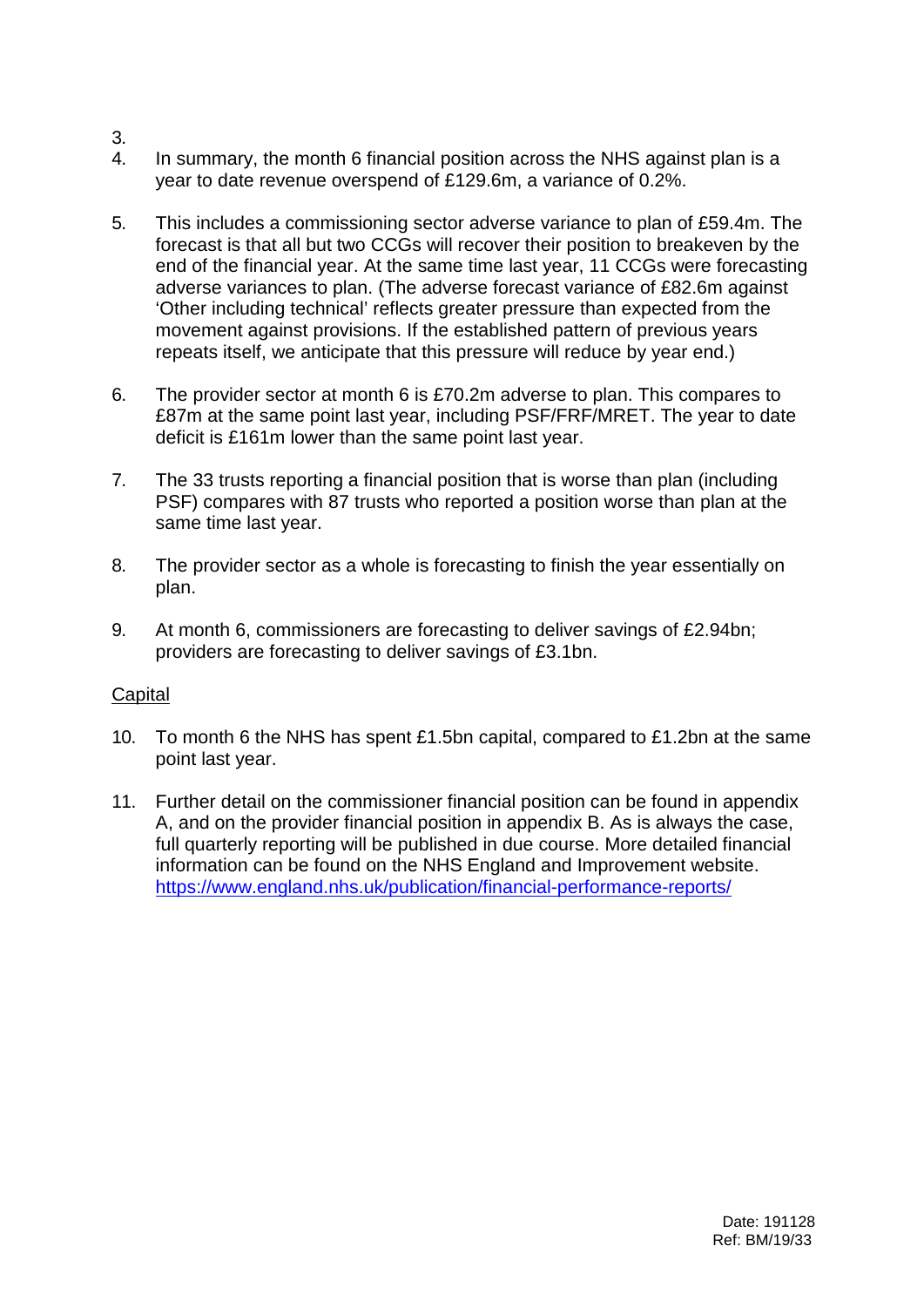3.

4. In summary, the month 6 financial position across the NHS against plan is a year to date revenue overspend of £129.6m, a variance of 0.2%.

5. This includes a commissioning sector adverse variance to plan of £59.4m. The forecast is that all but two CCGs will recover their position to breakeven by the end of the financial year. At the same time last year, 11 CCGs were forecasting adverse variances to plan. (The adverse forecast variance of £82.6m against 'Other including technical' reflects greater pressure than expected from the movement against provisions. If the established pattern of previous years repeats itself, we anticipate that this pressure will reduce by year end.)

6. The provider sector at month 6 is £70.2m adverse to plan. This compares to £87m at the same point last year, including PSF/FRF/MRET. The year to date deficit is £161m lower than the same point last year.

7. The 33 trusts reporting a financial position that is worse than plan (including PSF) compares with 87 trusts who reported a position worse than plan at the same time last year.

8. The provider sector as a whole is forecasting to finish the year essentially on plan.

9. At month 6, commissioners are forecasting to deliver savings of £2.94bn; providers are forecasting to deliver savings of £3.1bn.

## Capital

10. To month 6 the NHS has spent £1.5bn capital, compared to £1.2bn at the same point last year.

11. Further detail on the commissioner financial position can be found in appendix A, and on the provider financial position in appendix B. As is always the case, full quarterly reporting will be published in due course. More detailed financial information can be found on the NHS England and Improvement website. https://www.england.nhs.uk/publication/financial-performance-reports/

Date: 191128
Ref: BM/19/33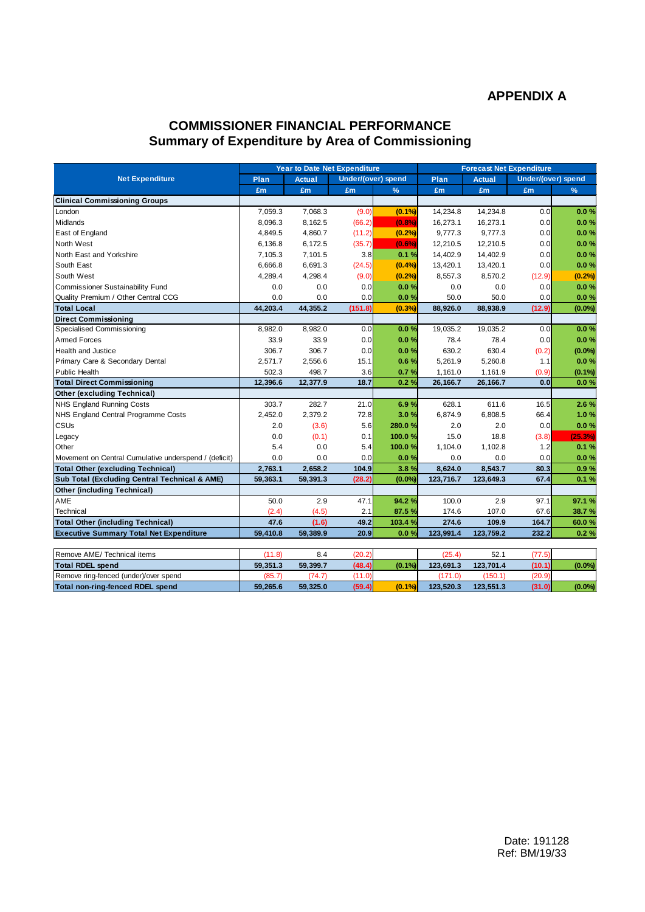# APPENDIX A

## COMMISSIONER FINANCIAL PERFORMANCE
## Summary of Expenditure by Area of Commissioning

| Net Expenditure | Year to Date Net Expenditure | | | | Forecast Net Expenditure | | | |
|---|---|---|---|---|---|---|---|---|
| | Plan | Actual | Under/(over) spend | | Plan | Actual | Under/(over) spend | |
| | £m | £m | £m | % | £m | £m | £m | % |
| **Clinical Commissioning Groups** | | | | | | | | |
| London | 7,059.3 | 7,068.3 | (9.0) | (0.1%) | 14,234.8 | 14,234.8 | 0.0 | 0.0 % |
| Midlands | 8,096.3 | 8,162.5 | (66.2) | (0.8%) | 16,273.1 | 16,273.1 | 0.0 | 0.0 % |
| East of England | 4,849.5 | 4,860.7 | (11.2) | (0.2%) | 9,777.3 | 9,777.3 | 0.0 | 0.0 % |
| North West | 6,136.8 | 6,172.5 | (35.7) | (0.6%) | 12,210.5 | 12,210.5 | 0.0 | 0.0 % |
| North East and Yorkshire | 7,105.3 | 7,101.5 | 3.8 | 0.1 % | 14,402.9 | 14,402.9 | 0.0 | 0.0 % |
| South East | 6,666.8 | 6,691.3 | (24.5) | (0.4%) | 13,420.1 | 13,420.1 | 0.0 | 0.0 % |
| South West | 4,289.4 | 4,298.4 | (9.0) | (0.2%) | 8,557.3 | 8,570.2 | (12.9) | (0.2%) |
| Commissioner Sustainability Fund | 0.0 | 0.0 | 0.0 | 0.0 % | 0.0 | 0.0 | 0.0 | 0.0 % |
| Quality Premium / Other Central CCG | 0.0 | 0.0 | 0.0 | 0.0 % | 50.0 | 50.0 | 0.0 | 0.0 % |
| **Total Local** | **44,203.4** | **44,355.2** | **(151.8)** | **(0.3%)** | **88,926.0** | **88,938.9** | **(12.9)** | **(0.0%)** |
| **Direct Commissioning** | | | | | | | | |
| Specialised Commissioning | 8,982.0 | 8,982.0 | 0.0 | 0.0 % | 19,035.2 | 19,035.2 | 0.0 | 0.0 % |
| Armed Forces | 33.9 | 33.9 | 0.0 | 0.0 % | 78.4 | 78.4 | 0.0 | 0.0 % |
| Health and Justice | 306.7 | 306.7 | 0.0 | 0.0 % | 630.2 | 630.4 | (0.2) | (0.0%) |
| Primary Care & Secondary Dental | 2,571.7 | 2,556.6 | 15.1 | 0.6 % | 5,261.9 | 5,260.8 | 1.1 | 0.0 % |
| Public Health | 502.3 | 498.7 | 3.6 | 0.7 % | 1,161.0 | 1,161.9 | (0.9) | (0.1%) |
| **Total Direct Commissioning** | **12,396.6** | **12,377.9** | **18.7** | **0.2 %** | **26,166.7** | **26,166.7** | **0.0** | **0.0 %** |
| **Other (excluding Technical)** | | | | | | | | |
| NHS England Running Costs | 303.7 | 282.7 | 21.0 | 6.9 % | 628.1 | 611.6 | 16.5 | 2.6 % |
| NHS England Central Programme Costs | 2,452.0 | 2,379.2 | 72.8 | 3.0 % | 6,874.9 | 6,808.5 | 66.4 | 1.0 % |
| CSUs | 2.0 | (3.6) | 5.6 | 280.0 % | 2.0 | 2.0 | 0.0 | 0.0 % |
| Legacy | 0.0 | (0.1) | 0.1 | 100.0 % | 15.0 | 18.8 | (3.8) | (25.3%) |
| Other | 5.4 | 0.0 | 5.4 | 100.0 % | 1,104.0 | 1,102.8 | 1.2 | 0.1 % |
| Movement on Central Cumulative underspend / (deficit) | 0.0 | 0.0 | 0.0 | 0.0 % | 0.0 | 0.0 | 0.0 | 0.0 % |
| **Total Other (excluding Technical)** | **2,763.1** | **2,658.2** | **104.9** | **3.8 %** | **8,624.0** | **8,543.7** | **80.3** | **0.9 %** |
| **Sub Total (Excluding Central Technical & AME)** | **59,363.1** | **59,391.3** | **(28.2)** | **(0.0%)** | **123,716.7** | **123,649.3** | **67.4** | **0.1 %** |
| **Other (including Technical)** | | | | | | | | |
| AME | 50.0 | 2.9 | 47.1 | 94.2 % | 100.0 | 2.9 | 97.1 | 97.1 % |
| Technical | (2.4) | (4.5) | 2.1 | 87.5 % | 174.6 | 107.0 | 67.6 | 38.7 % |
| **Total Other (including Technical)** | **47.6** | **(1.6)** | **49.2** | **103.4 %** | **274.6** | **109.9** | **164.7** | **60.0 %** |
| **Executive Summary Total Net Expenditure** | **59,410.8** | **59,389.9** | **20.9** | **0.0 %** | **123,991.4** | **123,759.2** | **232.2** | **0.2 %** |
| | | | | | | | | |
| Remove AME/ Technical items | (11.8) | 8.4 | (20.2) | | (25.4) | 52.1 | (77.5) | |
| **Total RDEL spend** | **59,351.3** | **59,399.7** | **(48.4)** | **(0.1%)** | **123,691.3** | **123,701.4** | **(10.1)** | **(0.0%)** |
| Remove ring-fenced (under)/over spend | (85.7) | (74.7) | (11.0) | | (171.0) | (150.1) | (20.9) | |
| **Total non-ring-fenced RDEL spend** | **59,265.6** | **59,325.0** | **(59.4)** | **(0.1%)** | **123,520.3** | **123,551.3** | **(31.0)** | **(0.0%)** |

Date: 191128
Ref: BM/19/33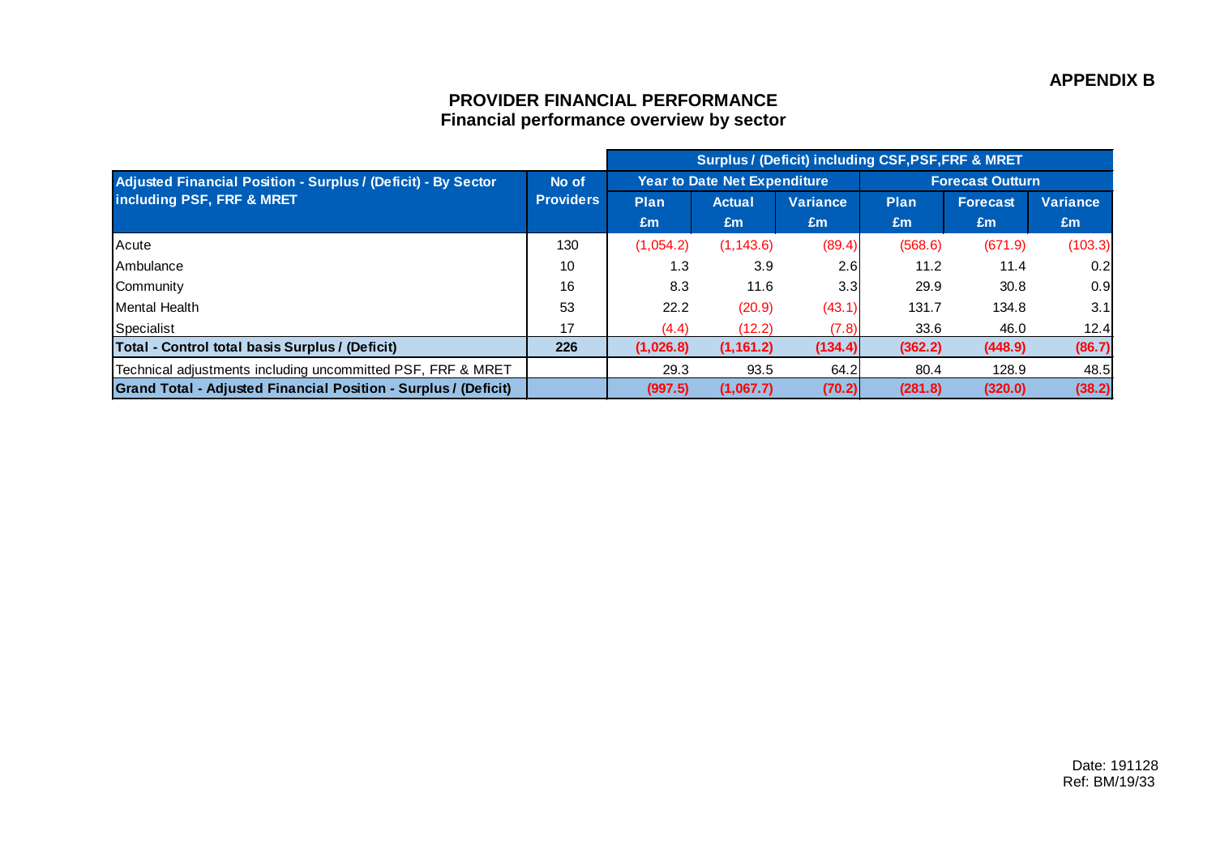**APPENDIX B**

## PROVIDER FINANCIAL PERFORMANCE
### Financial performance overview by sector

| | | Surplus / (Deficit) including CSF,PSF,FRF & MRET | | | | | |
|---|---|---|---|---|---|---|---|
| **Adjusted Financial Position - Surplus / (Deficit) - By Sector including PSF, FRF & MRET** | **No of Providers** | **Year to Date Net Expenditure** | | | **Forecast Outturn** | | |
| | | **Plan £m** | **Actual £m** | **Variance £m** | **Plan £m** | **Forecast £m** | **Variance £m** |
| Acute | 130 | (1,054.2) | (1,143.6) | (89.4) | (568.6) | (671.9) | (103.3) |
| Ambulance | 10 | 1.3 | 3.9 | 2.6 | 11.2 | 11.4 | 0.2 |
| Community | 16 | 8.3 | 11.6 | 3.3 | 29.9 | 30.8 | 0.9 |
| Mental Health | 53 | 22.2 | (20.9) | (43.1) | 131.7 | 134.8 | 3.1 |
| Specialist | 17 | (4.4) | (12.2) | (7.8) | 33.6 | 46.0 | 12.4 |
| **Total - Control total basis Surplus / (Deficit)** | **226** | **(1,026.8)** | **(1,161.2)** | **(134.4)** | **(362.2)** | **(448.9)** | **(86.7)** |
| Technical adjustments including uncommitted PSF, FRF & MRET | | 29.3 | 93.5 | 64.2 | 80.4 | 128.9 | 48.5 |
| **Grand Total - Adjusted Financial Position - Surplus / (Deficit)** | | **(997.5)** | **(1,067.7)** | **(70.2)** | **(281.8)** | **(320.0)** | **(38.2)** |

Date: 191128
Ref: BM/19/33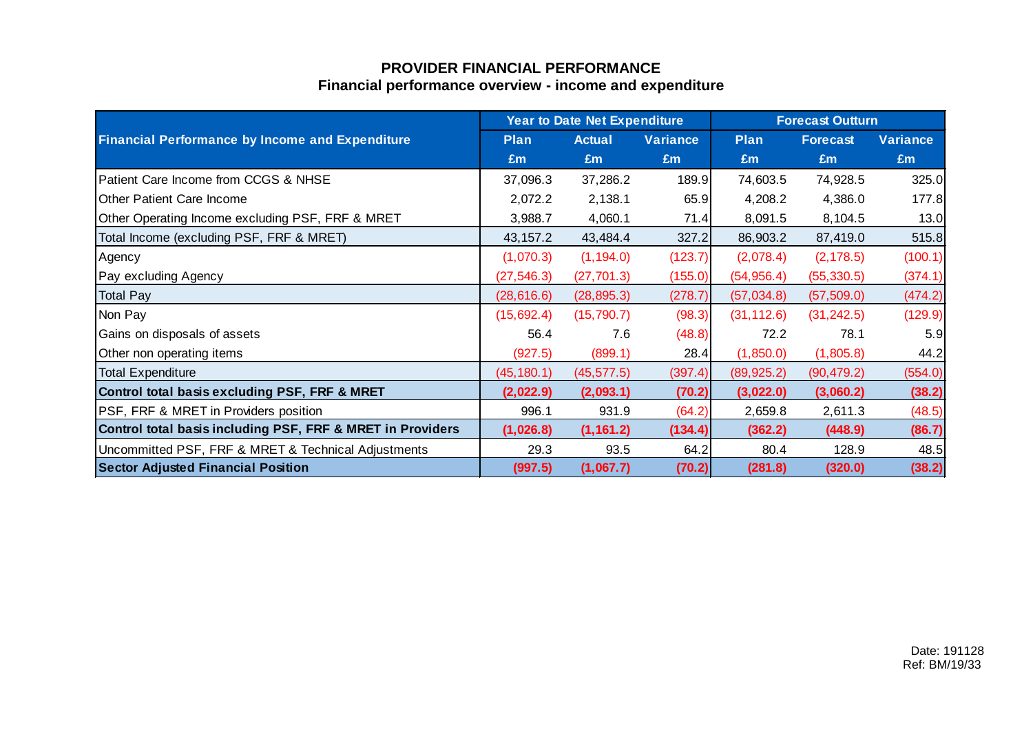**PROVIDER FINANCIAL PERFORMANCE**
**Financial performance overview - income and expenditure**

| Financial Performance by Income and Expenditure | Year to Date Net Expenditure | | | Forecast Outturn | | |
|---|---|---|---|---|---|---|
| | Plan £m | Actual £m | Variance £m | Plan £m | Forecast £m | Variance £m |
| Patient Care Income from CCGS & NHSE | 37,096.3 | 37,286.2 | 189.9 | 74,603.5 | 74,928.5 | 325.0 |
| Other Patient Care Income | 2,072.2 | 2,138.1 | 65.9 | 4,208.2 | 4,386.0 | 177.8 |
| Other Operating Income excluding PSF, FRF & MRET | 3,988.7 | 4,060.1 | 71.4 | 8,091.5 | 8,104.5 | 13.0 |
| Total Income (excluding PSF, FRF & MRET) | 43,157.2 | 43,484.4 | 327.2 | 86,903.2 | 87,419.0 | 515.8 |
| Agency | (1,070.3) | (1,194.0) | (123.7) | (2,078.4) | (2,178.5) | (100.1) |
| Pay excluding Agency | (27,546.3) | (27,701.3) | (155.0) | (54,956.4) | (55,330.5) | (374.1) |
| Total Pay | (28,616.6) | (28,895.3) | (278.7) | (57,034.8) | (57,509.0) | (474.2) |
| Non Pay | (15,692.4) | (15,790.7) | (98.3) | (31,112.6) | (31,242.5) | (129.9) |
| Gains on disposals of assets | 56.4 | 7.6 | (48.8) | 72.2 | 78.1 | 5.9 |
| Other non operating items | (927.5) | (899.1) | 28.4 | (1,850.0) | (1,805.8) | 44.2 |
| Total Expenditure | (45,180.1) | (45,577.5) | (397.4) | (89,925.2) | (90,479.2) | (554.0) |
| **Control total basis excluding PSF, FRF & MRET** | **(2,022.9)** | **(2,093.1)** | **(70.2)** | **(3,022.0)** | **(3,060.2)** | **(38.2)** |
| PSF, FRF & MRET in Providers position | 996.1 | 931.9 | (64.2) | 2,659.8 | 2,611.3 | (48.5) |
| **Control total basis including PSF, FRF & MRET in Providers** | **(1,026.8)** | **(1,161.2)** | **(134.4)** | **(362.2)** | **(448.9)** | **(86.7)** |
| Uncommitted PSF, FRF & MRET & Technical Adjustments | 29.3 | 93.5 | 64.2 | 80.4 | 128.9 | 48.5 |
| **Sector Adjusted Financial Position** | **(997.5)** | **(1,067.7)** | **(70.2)** | **(281.8)** | **(320.0)** | **(38.2)** |

Date: 191128
Ref: BM/19/33